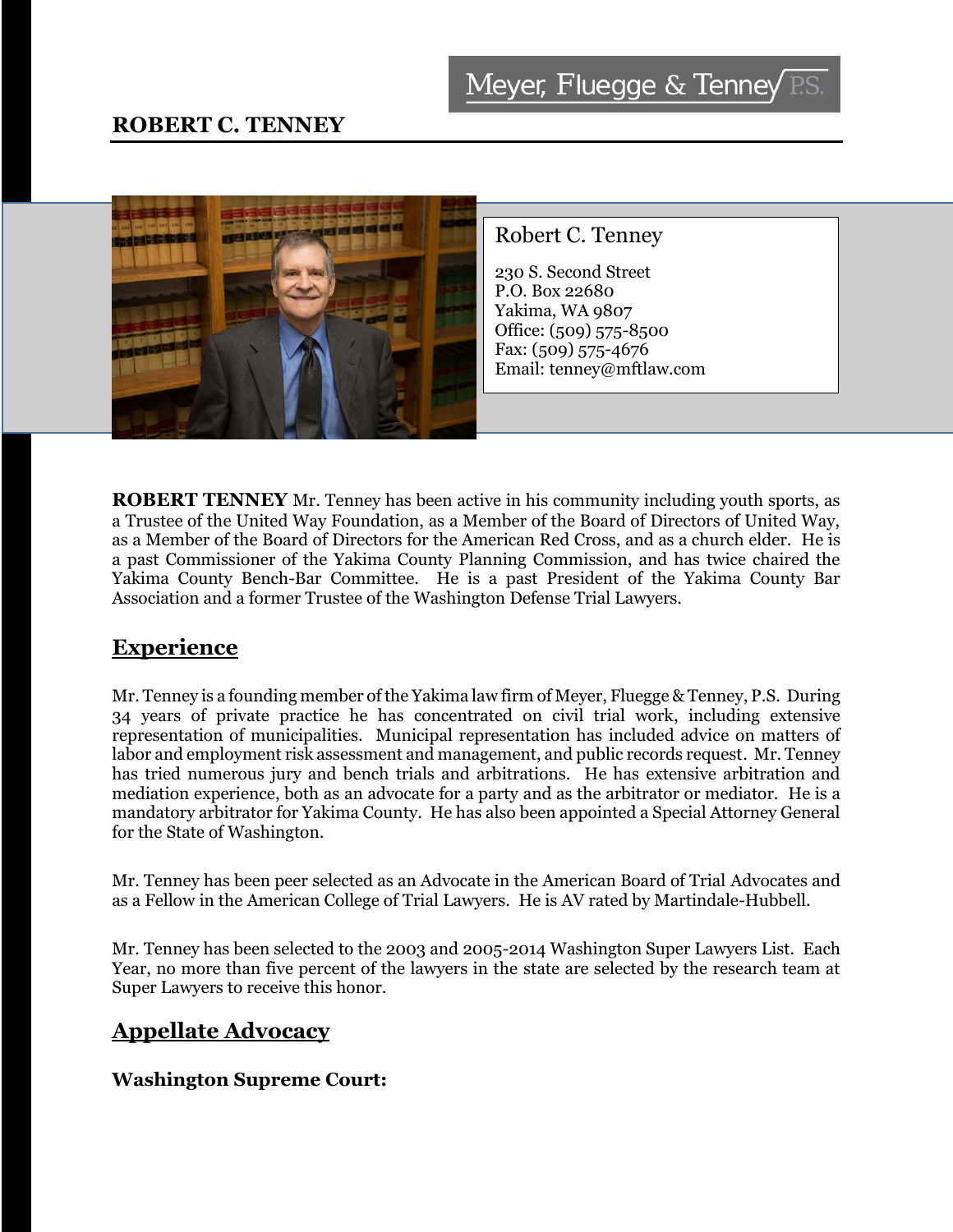Meyer, Fluegge & Tenney P.S.

# ROBERT C. TENNEY

Robert C. Tenney

230 S. Second Street
P.O. Box 22680
Yakima, WA 9807
Office: (509) 575-8500
Fax: (509) 575-4676
Email: tenney@mftlaw.com

**ROBERT TENNEY** Mr. Tenney has been active in his community including youth sports, as a Trustee of the United Way Foundation, as a Member of the Board of Directors of United Way, as a Member of the Board of Directors for the American Red Cross, and as a church elder. He is a past Commissioner of the Yakima County Planning Commission, and has twice chaired the Yakima County Bench-Bar Committee. He is a past President of the Yakima County Bar Association and a former Trustee of the Washington Defense Trial Lawyers.

## Experience

Mr. Tenney is a founding member of the Yakima law firm of Meyer, Fluegge & Tenney, P.S. During 34 years of private practice he has concentrated on civil trial work, including extensive representation of municipalities. Municipal representation has included advice on matters of labor and employment risk assessment and management, and public records request. Mr. Tenney has tried numerous jury and bench trials and arbitrations. He has extensive arbitration and mediation experience, both as an advocate for a party and as the arbitrator or mediator. He is a mandatory arbitrator for Yakima County. He has also been appointed a Special Attorney General for the State of Washington.

Mr. Tenney has been peer selected as an Advocate in the American Board of Trial Advocates and as a Fellow in the American College of Trial Lawyers. He is AV rated by Martindale-Hubbell.

Mr. Tenney has been selected to the 2003 and 2005-2014 Washington Super Lawyers List. Each Year, no more than five percent of the lawyers in the state are selected by the research team at Super Lawyers to receive this honor.

## Appellate Advocacy

**Washington Supreme Court:**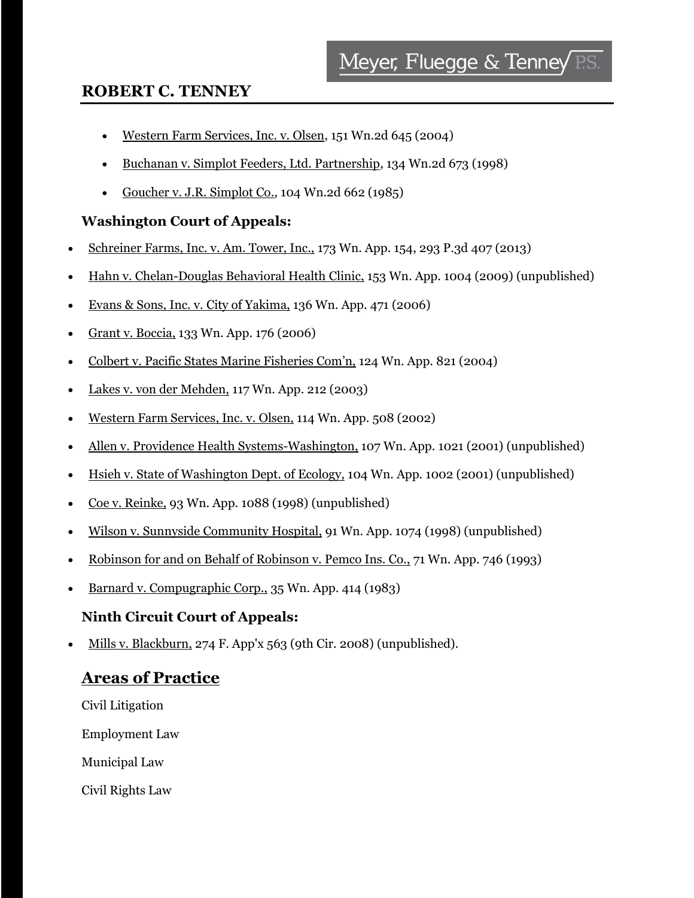- Western Farm Services, Inc. v. Olsen, 151 Wn.2d 645 (2004)
- Buchanan v. Simplot Feeders, Ltd. Partnership, 134 Wn.2d 673 (1998)
- Goucher v. J.R. Simplot Co., 104 Wn.2d 662 (1985)

**Washington Court of Appeals:**

- Schreiner Farms, Inc. v. Am. Tower, Inc., 173 Wn. App. 154, 293 P.3d 407 (2013)
- Hahn v. Chelan-Douglas Behavioral Health Clinic, 153 Wn. App. 1004 (2009) (unpublished)
- Evans & Sons, Inc. v. City of Yakima, 136 Wn. App. 471 (2006)
- Grant v. Boccia, 133 Wn. App. 176 (2006)
- Colbert v. Pacific States Marine Fisheries Com'n, 124 Wn. App. 821 (2004)
- Lakes v. von der Mehden, 117 Wn. App. 212 (2003)
- Western Farm Services, Inc. v. Olsen, 114 Wn. App. 508 (2002)
- Allen v. Providence Health Systems-Washington, 107 Wn. App. 1021 (2001) (unpublished)
- Hsieh v. State of Washington Dept. of Ecology, 104 Wn. App. 1002 (2001) (unpublished)
- Coe v. Reinke, 93 Wn. App. 1088 (1998) (unpublished)
- Wilson v. Sunnyside Community Hospital, 91 Wn. App. 1074 (1998) (unpublished)
- Robinson for and on Behalf of Robinson v. Pemco Ins. Co., 71 Wn. App. 746 (1993)
- Barnard v. Compugraphic Corp., 35 Wn. App. 414 (1983)

**Ninth Circuit Court of Appeals:**

- Mills v. Blackburn, 274 F. App'x 563 (9th Cir. 2008) (unpublished).

## Areas of Practice

Civil Litigation

Employment Law

Municipal Law

Civil Rights Law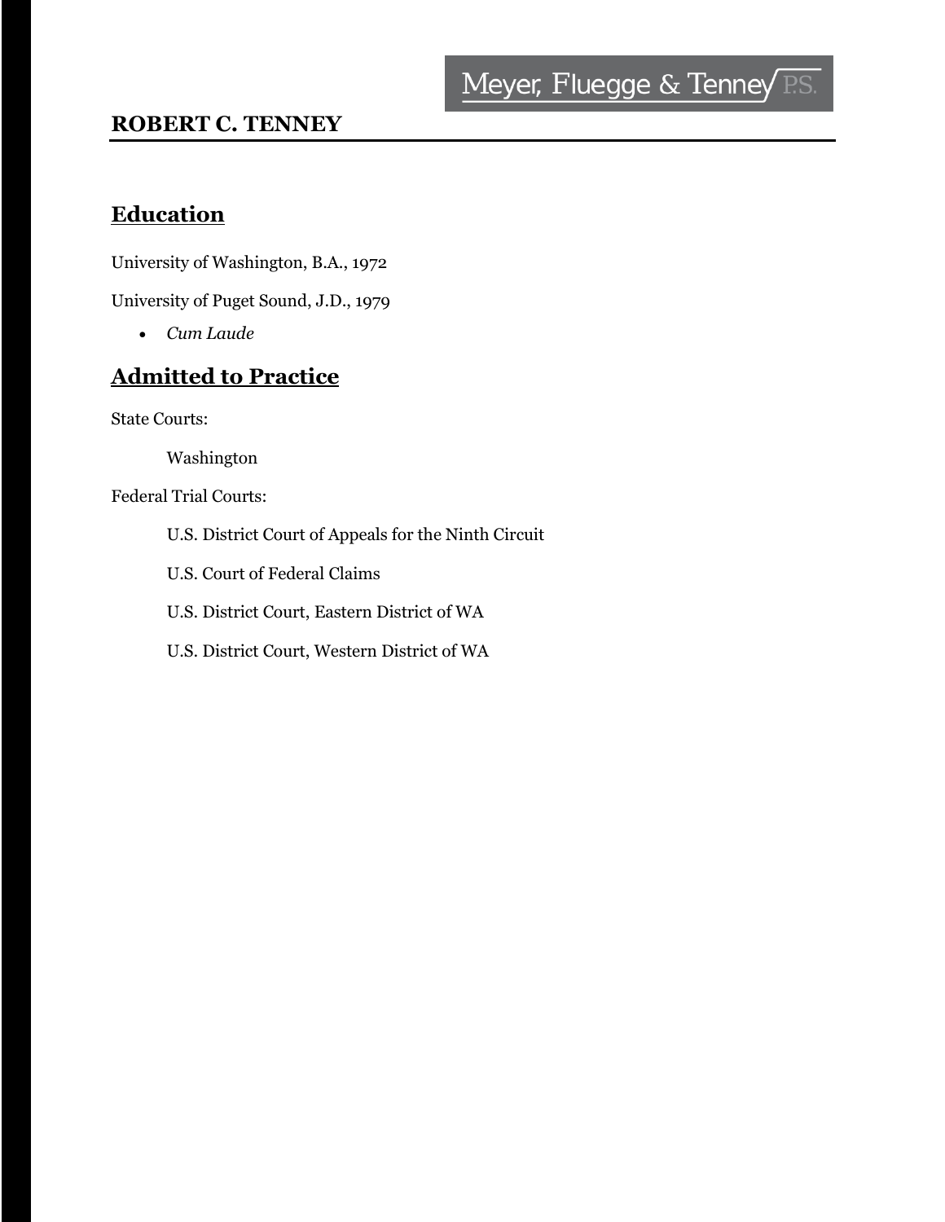Meyer, Fluegge & Tenney P.S.

**ROBERT C. TENNEY**

## Education

University of Washington, B.A., 1972

University of Puget Sound, J.D., 1979

- *Cum Laude*

## Admitted to Practice

State Courts:

Washington

Federal Trial Courts:

U.S. District Court of Appeals for the Ninth Circuit

U.S. Court of Federal Claims

U.S. District Court, Eastern District of WA

U.S. District Court, Western District of WA